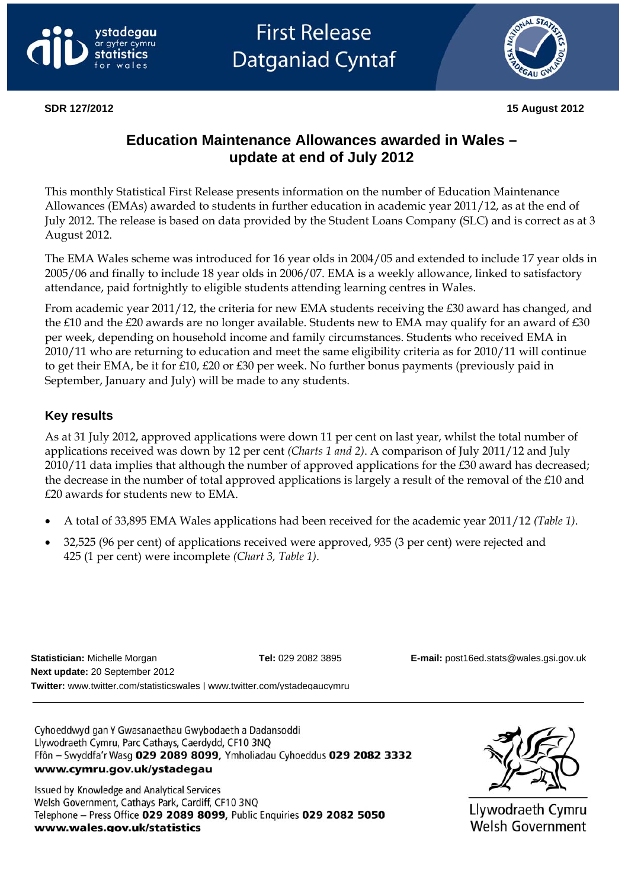ystadegau ar gyfer cymru
statistics for wales

First Release
Datganiad Cyntaf

**SDR 127/2012** **15 August 2012**

# Education Maintenance Allowances awarded in Wales – update at end of July 2012

This monthly Statistical First Release presents information on the number of Education Maintenance Allowances (EMAs) awarded to students in further education in academic year 2011/12, as at the end of July 2012. The release is based on data provided by the Student Loans Company (SLC) and is correct as at 3 August 2012.

The EMA Wales scheme was introduced for 16 year olds in 2004/05 and extended to include 17 year olds in 2005/06 and finally to include 18 year olds in 2006/07. EMA is a weekly allowance, linked to satisfactory attendance, paid fortnightly to eligible students attending learning centres in Wales.

From academic year 2011/12, the criteria for new EMA students receiving the £30 award has changed, and the £10 and the £20 awards are no longer available. Students new to EMA may qualify for an award of £30 per week, depending on household income and family circumstances. Students who received EMA in 2010/11 who are returning to education and meet the same eligibility criteria as for 2010/11 will continue to get their EMA, be it for £10, £20 or £30 per week. No further bonus payments (previously paid in September, January and July) will be made to any students.

## Key results

As at 31 July 2012, approved applications were down 11 per cent on last year, whilst the total number of applications received was down by 12 per cent *(Charts 1 and 2)*. A comparison of July 2011/12 and July 2010/11 data implies that although the number of approved applications for the £30 award has decreased; the decrease in the number of total approved applications is largely a result of the removal of the £10 and £20 awards for students new to EMA.

- A total of 33,895 EMA Wales applications had been received for the academic year 2011/12 *(Table 1)*.
- 32,525 (96 per cent) of applications received were approved, 935 (3 per cent) were rejected and 425 (1 per cent) were incomplete *(Chart 3, Table 1)*.

**Statistician:** Michelle Morgan **Tel:** 029 2082 3895 **E-mail:** post16ed.stats@wales.gsi.gov.uk
**Next update:** 20 September 2012
**Twitter:** www.twitter.com/statisticswales | www.twitter.com/ystadegaucymru

Cyhoeddwyd gan Y Gwasanaethau Gwybodaeth a Dadansoddi
Llywodraeth Cymru, Parc Cathays, Caerdydd, CF10 3NQ
Ffôn – Swyddfa'r Wasg **029 2089 8099**, Ymholiadau Cyhoeddus **029 2082 3332**
**www.cymru.gov.uk/ystadegau**

Issued by Knowledge and Analytical Services
Welsh Government, Cathays Park, Cardiff, CF10 3NQ
Telephone – Press Office **029 2089 8099**, Public Enquiries **029 2082 5050**
**www.wales.gov.uk/statistics**

Llywodraeth Cymru
Welsh Government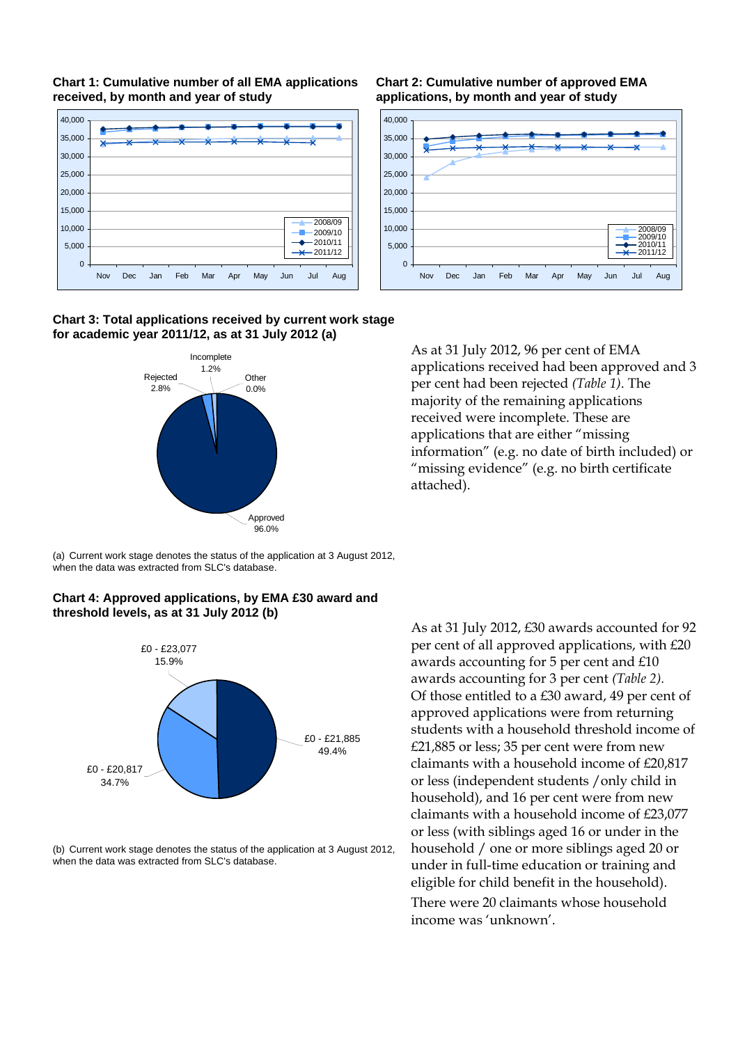**Chart 1: Cumulative number of all EMA applications received, by month and year of study**

**Chart 2: Cumulative number of approved EMA applications, by month and year of study**

**Chart 3: Total applications received by current work stage for academic year 2011/12, as at 31 July 2012 (a)**

(a) Current work stage denotes the status of the application at 3 August 2012, when the data was extracted from SLC's database.

As at 31 July 2012, 96 per cent of EMA applications received had been approved and 3 per cent had been rejected *(Table 1)*. The majority of the remaining applications received were incomplete. These are applications that are either "missing information" (e.g. no date of birth included) or "missing evidence" (e.g. no birth certificate attached).

**Chart 4: Approved applications, by EMA £30 award and threshold levels, as at 31 July 2012 (b)**

(b) Current work stage denotes the status of the application at 3 August 2012, when the data was extracted from SLC's database.

As at 31 July 2012, £30 awards accounted for 92 per cent of all approved applications, with £20 awards accounting for 5 per cent and £10 awards accounting for 3 per cent *(Table 2).* Of those entitled to a £30 award, 49 per cent of approved applications were from returning students with a household threshold income of £21,885 or less; 35 per cent were from new claimants with a household income of £20,817 or less (independent students /only child in household), and 16 per cent were from new claimants with a household income of £23,077 or less (with siblings aged 16 or under in the household / one or more siblings aged 20 or under in full-time education or training and eligible for child benefit in the household).

There were 20 claimants whose household income was 'unknown'.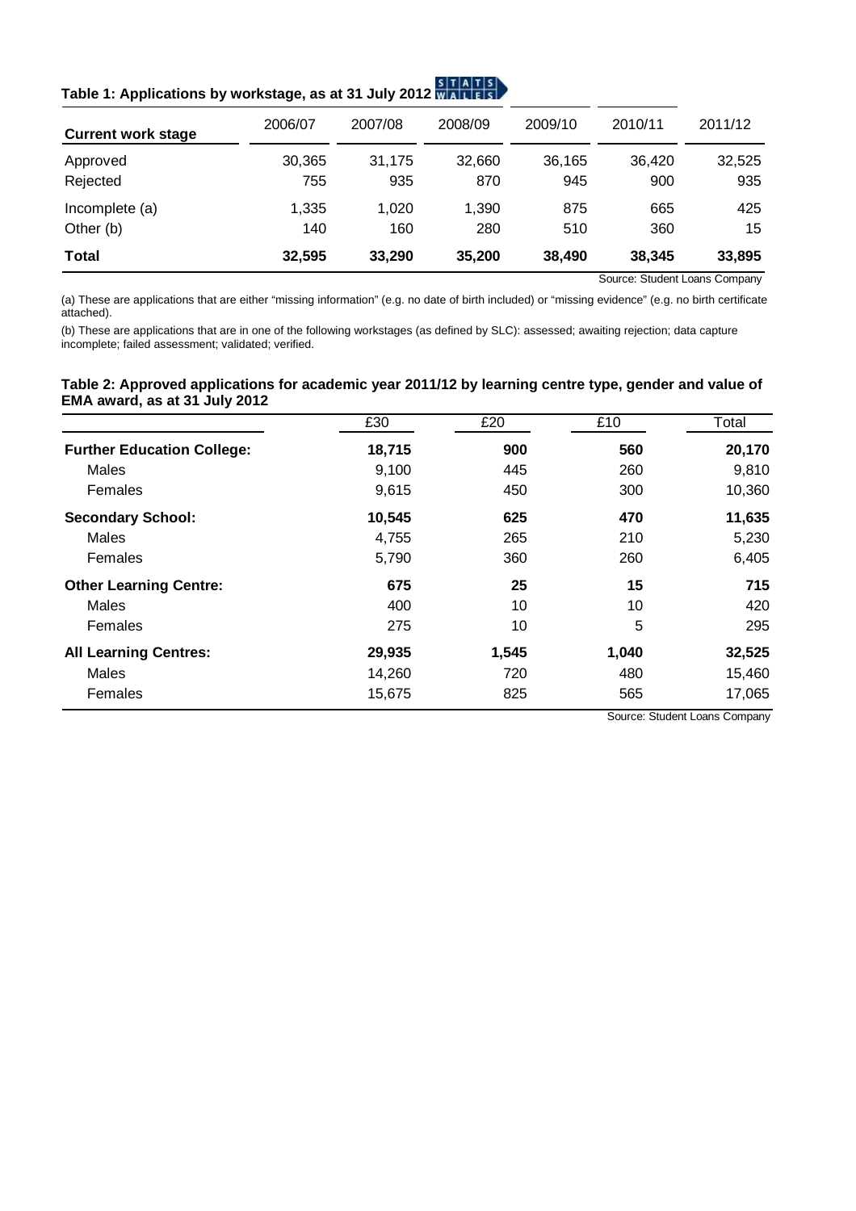**Table 1: Applications by workstage, as at 31 July 2012**

| Current work stage | 2006/07 | 2007/08 | 2008/09 | 2009/10 | 2010/11 | 2011/12 |
|---|---|---|---|---|---|---|
| Approved | 30,365 | 31,175 | 32,660 | 36,165 | 36,420 | 32,525 |
| Rejected | 755 | 935 | 870 | 945 | 900 | 935 |
| Incomplete (a) | 1,335 | 1,020 | 1,390 | 875 | 665 | 425 |
| Other (b) | 140 | 160 | 280 | 510 | 360 | 15 |
| **Total** | **32,595** | **33,290** | **35,200** | **38,490** | **38,345** | **33,895** |

Source: Student Loans Company

(a) These are applications that are either "missing information" (e.g. no date of birth included) or "missing evidence" (e.g. no birth certificate attached).

(b) These are applications that are in one of the following workstages (as defined by SLC): assessed; awaiting rejection; data capture incomplete; failed assessment; validated; verified.

**Table 2: Approved applications for academic year 2011/12 by learning centre type, gender and value of EMA award, as at 31 July 2012**

| | £30 | £20 | £10 | Total |
|---|---|---|---|---|
| **Further Education College:** | **18,715** | **900** | **560** | **20,170** |
| Males | 9,100 | 445 | 260 | 9,810 |
| Females | 9,615 | 450 | 300 | 10,360 |
| **Secondary School:** | **10,545** | **625** | **470** | **11,635** |
| Males | 4,755 | 265 | 210 | 5,230 |
| Females | 5,790 | 360 | 260 | 6,405 |
| **Other Learning Centre:** | **675** | **25** | **15** | **715** |
| Males | 400 | 10 | 10 | 420 |
| Females | 275 | 10 | 5 | 295 |
| **All Learning Centres:** | **29,935** | **1,545** | **1,040** | **32,525** |
| Males | 14,260 | 720 | 480 | 15,460 |
| Females | 15,675 | 825 | 565 | 17,065 |

Source: Student Loans Company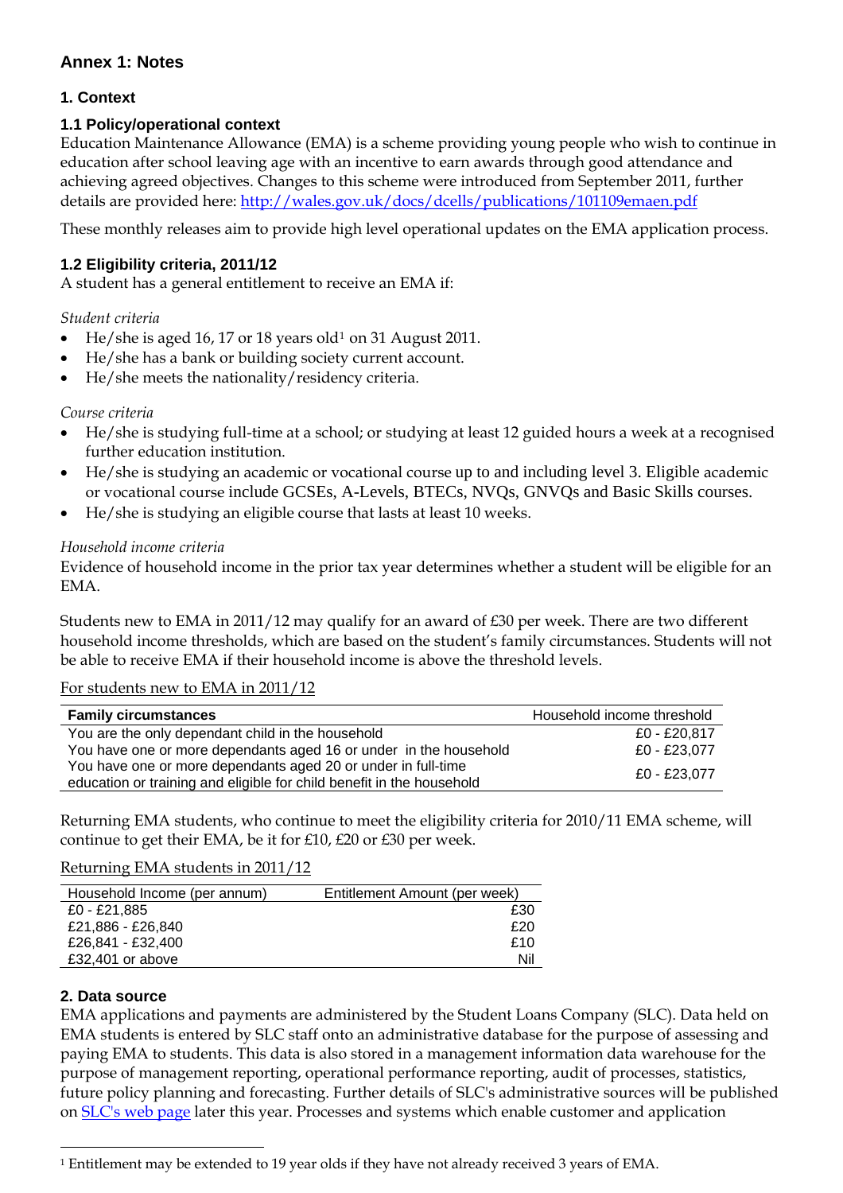## Annex 1: Notes

### 1. Context

#### 1.1 Policy/operational context

Education Maintenance Allowance (EMA) is a scheme providing young people who wish to continue in education after school leaving age with an incentive to earn awards through good attendance and achieving agreed objectives. Changes to this scheme were introduced from September 2011, further details are provided here: [http://wales.gov.uk/docs/dcells/publications/101109emaen.pdf](http://wales.gov.uk/docs/dcells/publications/101109emaen.pdf)

These monthly releases aim to provide high level operational updates on the EMA application process.

#### 1.2 Eligibility criteria, 2011/12

A student has a general entitlement to receive an EMA if:

*Student criteria*

- He/she is aged 16, 17 or 18 years old[1] on 31 August 2011.
- He/she has a bank or building society current account.
- He/she meets the nationality/residency criteria.

*Course criteria*

- He/she is studying full-time at a school; or studying at least 12 guided hours a week at a recognised further education institution.
- He/she is studying an academic or vocational course up to and including level 3. Eligible academic or vocational course include GCSEs, A-Levels, BTECs, NVQs, GNVQs and Basic Skills courses.
- He/she is studying an eligible course that lasts at least 10 weeks.

*Household income criteria*

Evidence of household income in the prior tax year determines whether a student will be eligible for an EMA.

Students new to EMA in 2011/12 may qualify for an award of £30 per week. There are two different household income thresholds, which are based on the student's family circumstances. Students will not be able to receive EMA if their household income is above the threshold levels.

For students new to EMA in 2011/12

| Family circumstances | Household income threshold |
|---|---|
| You are the only dependant child in the household | £0 - £20,817 |
| You have one or more dependants aged 16 or under in the household | £0 - £23,077 |
| You have one or more dependants aged 20 or under in full-time education or training and eligible for child benefit in the household | £0 - £23,077 |

Returning EMA students, who continue to meet the eligibility criteria for 2010/11 EMA scheme, will continue to get their EMA, be it for £10, £20 or £30 per week.

Returning EMA students in 2011/12

| Household Income (per annum) | Entitlement Amount (per week) |
|---|---|
| £0 - £21,885 | £30 |
| £21,886 - £26,840 | £20 |
| £26,841 - £32,400 | £10 |
| £32,401 or above | Nil |

### 2. Data source

EMA applications and payments are administered by the Student Loans Company (SLC). Data held on EMA students is entered by SLC staff onto an administrative database for the purpose of assessing and paying EMA to students. This data is also stored in a management information data warehouse for the purpose of management reporting, operational performance reporting, audit of processes, statistics, future policy planning and forecasting. Further details of SLC's administrative sources will be published on SLC's web page later this year. Processes and systems which enable customer and application

[1] Entitlement may be extended to 19 year olds if they have not already received 3 years of EMA.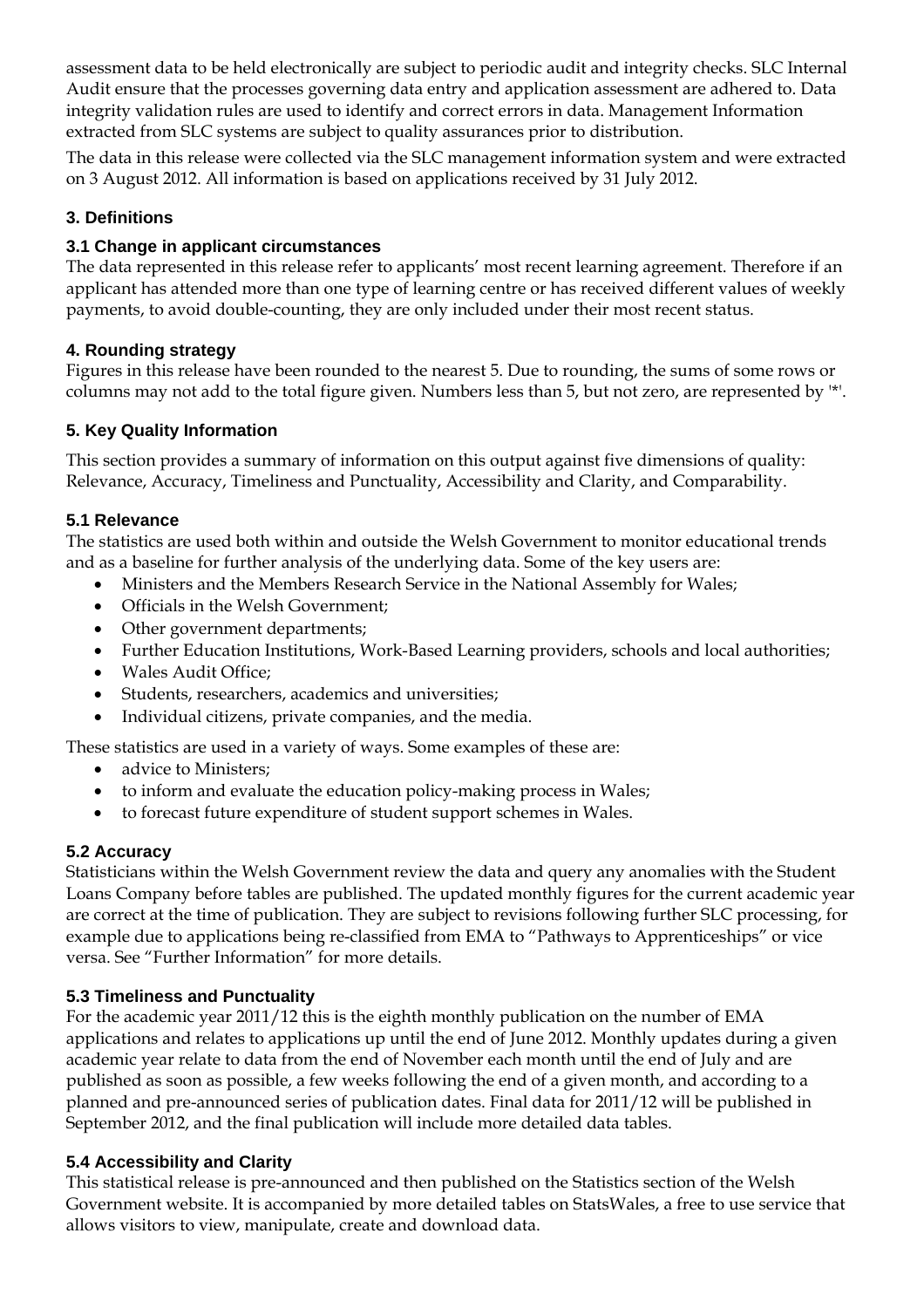assessment data to be held electronically are subject to periodic audit and integrity checks. SLC Internal Audit ensure that the processes governing data entry and application assessment are adhered to. Data integrity validation rules are used to identify and correct errors in data. Management Information extracted from SLC systems are subject to quality assurances prior to distribution.

The data in this release were collected via the SLC management information system and were extracted on 3 August 2012. All information is based on applications received by 31 July 2012.

## 3. Definitions

### 3.1 Change in applicant circumstances

The data represented in this release refer to applicants' most recent learning agreement. Therefore if an applicant has attended more than one type of learning centre or has received different values of weekly payments, to avoid double-counting, they are only included under their most recent status.

## 4. Rounding strategy

Figures in this release have been rounded to the nearest 5. Due to rounding, the sums of some rows or columns may not add to the total figure given. Numbers less than 5, but not zero, are represented by '*'.

## 5. Key Quality Information

This section provides a summary of information on this output against five dimensions of quality: Relevance, Accuracy, Timeliness and Punctuality, Accessibility and Clarity, and Comparability.

### 5.1 Relevance

The statistics are used both within and outside the Welsh Government to monitor educational trends and as a baseline for further analysis of the underlying data. Some of the key users are:

- Ministers and the Members Research Service in the National Assembly for Wales;
- Officials in the Welsh Government;
- Other government departments;
- Further Education Institutions, Work-Based Learning providers, schools and local authorities;
- Wales Audit Office;
- Students, researchers, academics and universities;
- Individual citizens, private companies, and the media.

These statistics are used in a variety of ways. Some examples of these are:

- advice to Ministers;
- to inform and evaluate the education policy-making process in Wales;
- to forecast future expenditure of student support schemes in Wales.

### 5.2 Accuracy

Statisticians within the Welsh Government review the data and query any anomalies with the Student Loans Company before tables are published. The updated monthly figures for the current academic year are correct at the time of publication. They are subject to revisions following further SLC processing, for example due to applications being re-classified from EMA to "Pathways to Apprenticeships" or vice versa. See "Further Information" for more details.

### 5.3 Timeliness and Punctuality

For the academic year 2011/12 this is the eighth monthly publication on the number of EMA applications and relates to applications up until the end of June 2012. Monthly updates during a given academic year relate to data from the end of November each month until the end of July and are published as soon as possible, a few weeks following the end of a given month, and according to a planned and pre-announced series of publication dates. Final data for 2011/12 will be published in September 2012, and the final publication will include more detailed data tables.

### 5.4 Accessibility and Clarity

This statistical release is pre-announced and then published on the Statistics section of the Welsh Government website. It is accompanied by more detailed tables on StatsWales, a free to use service that allows visitors to view, manipulate, create and download data.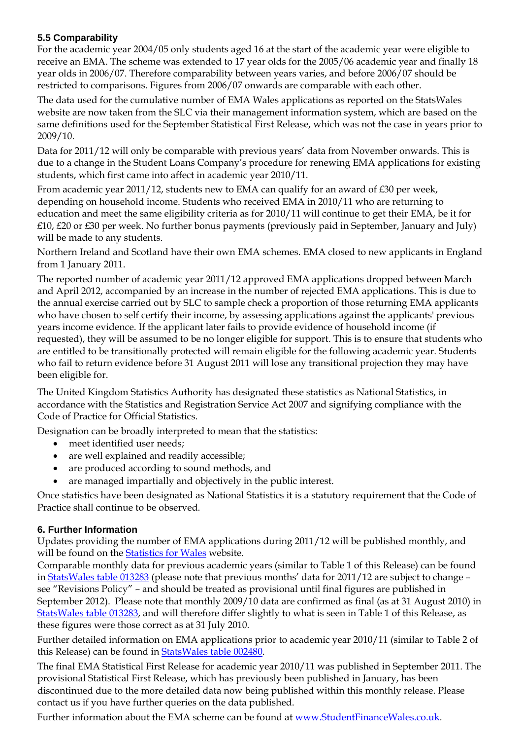### 5.5 Comparability

For the academic year 2004/05 only students aged 16 at the start of the academic year were eligible to receive an EMA. The scheme was extended to 17 year olds for the 2005/06 academic year and finally 18 year olds in 2006/07. Therefore comparability between years varies, and before 2006/07 should be restricted to comparisons. Figures from 2006/07 onwards are comparable with each other.

The data used for the cumulative number of EMA Wales applications as reported on the StatsWales website are now taken from the SLC via their management information system, which are based on the same definitions used for the September Statistical First Release, which was not the case in years prior to 2009/10.

Data for 2011/12 will only be comparable with previous years' data from November onwards. This is due to a change in the Student Loans Company's procedure for renewing EMA applications for existing students, which first came into affect in academic year 2010/11.

From academic year 2011/12, students new to EMA can qualify for an award of £30 per week, depending on household income. Students who received EMA in 2010/11 who are returning to education and meet the same eligibility criteria as for 2010/11 will continue to get their EMA, be it for £10, £20 or £30 per week. No further bonus payments (previously paid in September, January and July) will be made to any students.

Northern Ireland and Scotland have their own EMA schemes. EMA closed to new applicants in England from 1 January 2011.

The reported number of academic year 2011/12 approved EMA applications dropped between March and April 2012, accompanied by an increase in the number of rejected EMA applications. This is due to the annual exercise carried out by SLC to sample check a proportion of those returning EMA applicants who have chosen to self certify their income, by assessing applications against the applicants' previous years income evidence. If the applicant later fails to provide evidence of household income (if requested), they will be assumed to be no longer eligible for support. This is to ensure that students who are entitled to be transitionally protected will remain eligible for the following academic year. Students who fail to return evidence before 31 August 2011 will lose any transitional projection they may have been eligible for.

The United Kingdom Statistics Authority has designated these statistics as National Statistics, in accordance with the Statistics and Registration Service Act 2007 and signifying compliance with the Code of Practice for Official Statistics.

Designation can be broadly interpreted to mean that the statistics:

- meet identified user needs;
- are well explained and readily accessible;
- are produced according to sound methods, and
- are managed impartially and objectively in the public interest.

Once statistics have been designated as National Statistics it is a statutory requirement that the Code of Practice shall continue to be observed.

### 6. Further Information

Updates providing the number of EMA applications during 2011/12 will be published monthly, and will be found on the Statistics for Wales website.

Comparable monthly data for previous academic years (similar to Table 1 of this Release) can be found in StatsWales table 013283 (please note that previous months' data for 2011/12 are subject to change – see "Revisions Policy" – and should be treated as provisional until final figures are published in September 2012). Please note that monthly 2009/10 data are confirmed as final (as at 31 August 2010) in StatsWales table 013283, and will therefore differ slightly to what is seen in Table 1 of this Release, as these figures were those correct as at 31 July 2010.

Further detailed information on EMA applications prior to academic year 2010/11 (similar to Table 2 of this Release) can be found in StatsWales table 002480.

The final EMA Statistical First Release for academic year 2010/11 was published in September 2011. The provisional Statistical First Release, which has previously been published in January, has been discontinued due to the more detailed data now being published within this monthly release. Please contact us if you have further queries on the data published.

Further information about the EMA scheme can be found at www.StudentFinanceWales.co.uk.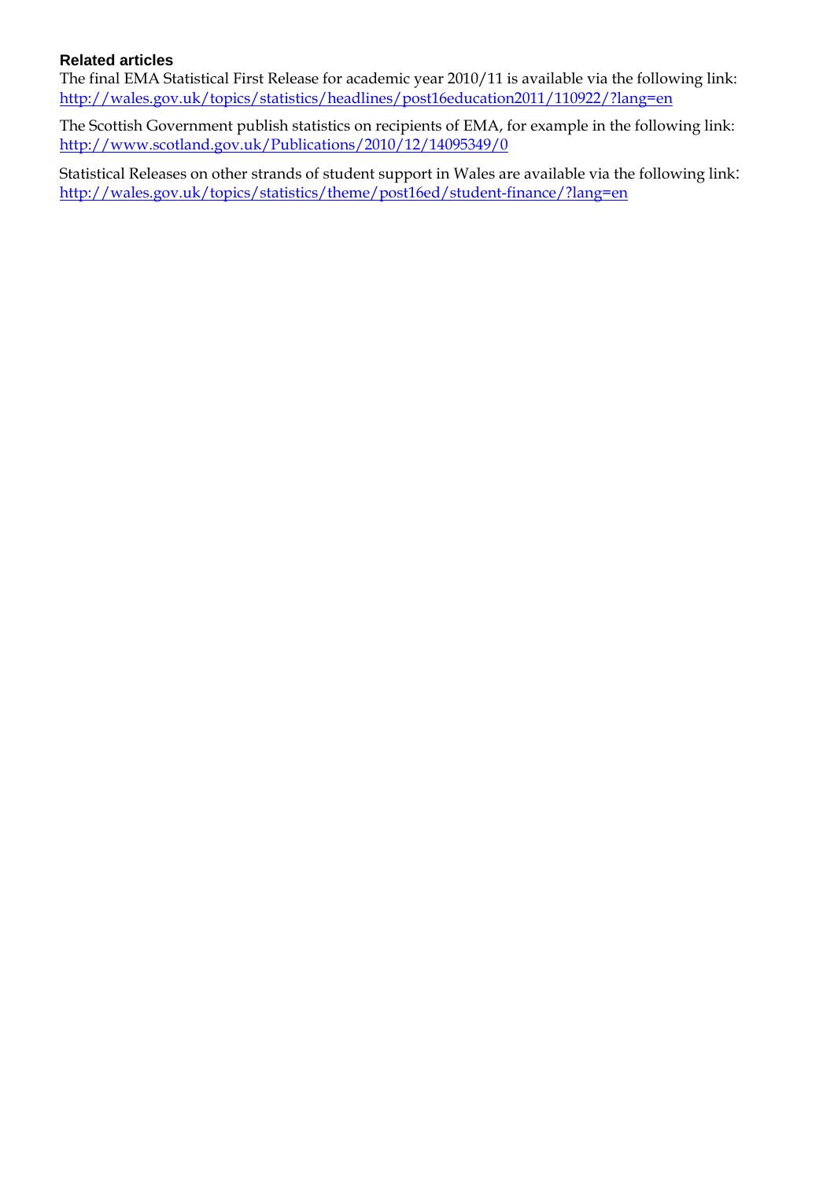### Related articles

The final EMA Statistical First Release for academic year 2010/11 is available via the following link: http://wales.gov.uk/topics/statistics/headlines/post16education2011/110922/?lang=en

The Scottish Government publish statistics on recipients of EMA, for example in the following link: http://www.scotland.gov.uk/Publications/2010/12/14095349/0

Statistical Releases on other strands of student support in Wales are available via the following link: http://wales.gov.uk/topics/statistics/theme/post16ed/student-finance/?lang=en